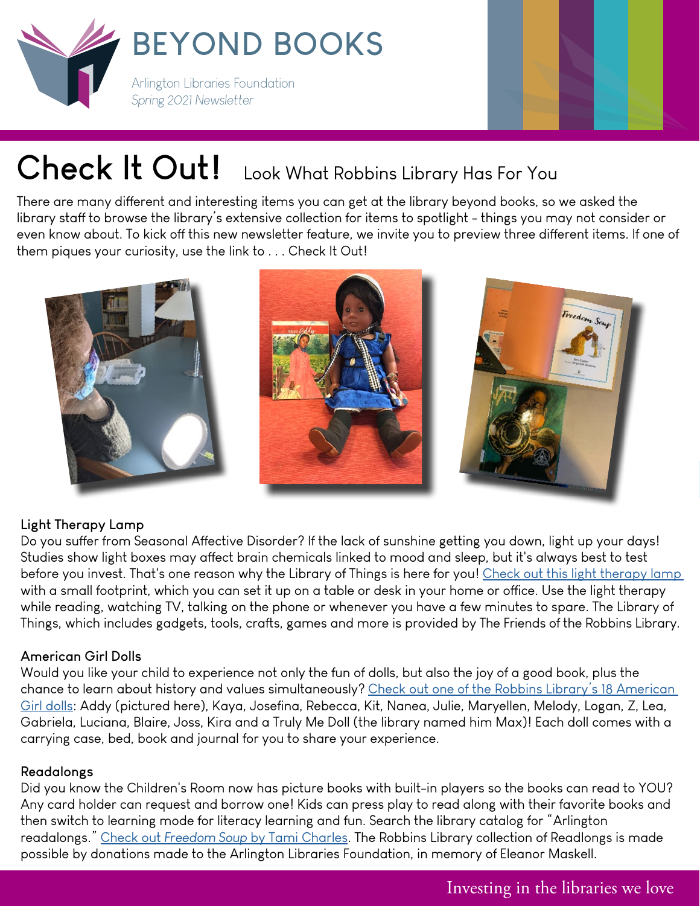# BEYOND BOOKS

Arlington Libraries Foundation
*Spring 2021 Newsletter*

## Check It Out! Look What Robbins Library Has For You

There are many different and interesting items you can get at the library beyond books, so we asked the library staff to browse the library's extensive collection for items to spotlight - things you may not consider or even know about. To kick off this new newsletter feature, we invite you to preview three different items. If one of them piques your curiosity, use the link to . . . Check It Out!

### Light Therapy Lamp

Do you suffer from Seasonal Affective Disorder? If the lack of sunshine getting you down, light up your days! Studies show light boxes may affect brain chemicals linked to mood and sleep, but it's always best to test before you invest. That's one reason why the Library of Things is here for you! Check out this light therapy lamp with a small footprint, which you can set it up on a table or desk in your home or office. Use the light therapy while reading, watching TV, talking on the phone or whenever you have a few minutes to spare. The Library of Things, which includes gadgets, tools, crafts, games and more is provided by The Friends of the Robbins Library.

### American Girl Dolls

Would you like your child to experience not only the fun of dolls, but also the joy of a good book, plus the chance to learn about history and values simultaneously? Check out one of the Robbins Library's 18 American Girl dolls: Addy (pictured here), Kaya, Josefina, Rebecca, Kit, Nanea, Julie, Maryellen, Melody, Logan, Z, Lea, Gabriela, Luciana, Blaire, Joss, Kira and a Truly Me Doll (the library named him Max)! Each doll comes with a carrying case, bed, book and journal for you to share your experience.

### Readalongs

Did you know the Children's Room now has picture books with built-in players so the books can read to YOU? Any card holder can request and borrow one! Kids can press play to read along with their favorite books and then switch to learning mode for literacy learning and fun. Search the library catalog for "Arlington readalongs." Check out *Freedom Soup* by Tami Charles. The Robbins Library collection of Readlongs is made possible by donations made to the Arlington Libraries Foundation, in memory of Eleanor Maskell.

Investing in the libraries we love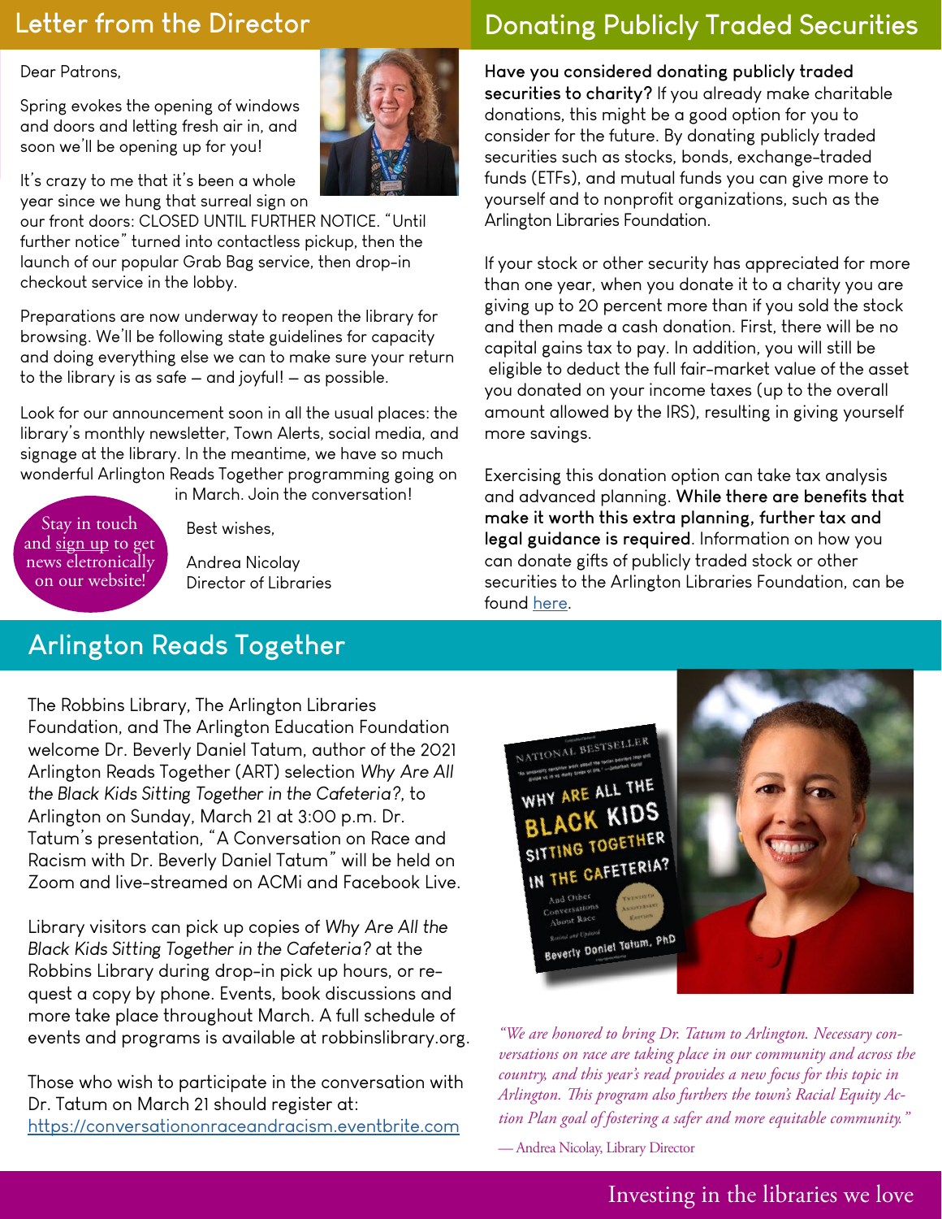## Letter from the Director

Dear Patrons,

Spring evokes the opening of windows and doors and letting fresh air in, and soon we'll be opening up for you!

It's crazy to me that it's been a whole year since we hung that surreal sign on our front doors: CLOSED UNTIL FURTHER NOTICE. "Until further notice" turned into contactless pickup, then the launch of our popular Grab Bag service, then drop-in checkout service in the lobby.

Preparations are now underway to reopen the library for browsing. We'll be following state guidelines for capacity and doing everything else we can to make sure your return to the library is as safe — and joyful! — as possible.

Look for our announcement soon in all the usual places: the library's monthly newsletter, Town Alerts, social media, and signage at the library. In the meantime, we have so much wonderful Arlington Reads Together programming going on in March. Join the conversation!

Best wishes,

Andrea Nicolay
Director of Libraries

Stay in touch and sign up to get news eletronically on our website!

## Donating Publicly Traded Securities

**Have you considered donating publicly traded securities to charity?** If you already make charitable donations, this might be a good option for you to consider for the future. By donating publicly traded securities such as stocks, bonds, exchange-traded funds (ETFs), and mutual funds you can give more to yourself and to nonprofit organizations, such as the Arlington Libraries Foundation.

If your stock or other security has appreciated for more than one year, when you donate it to a charity you are giving up to 20 percent more than if you sold the stock and then made a cash donation. First, there will be no capital gains tax to pay. In addition, you will still be eligible to deduct the full fair-market value of the asset you donated on your income taxes (up to the overall amount allowed by the IRS), resulting in giving yourself more savings.

Exercising this donation option can take tax analysis and advanced planning. **While there are benefits that make it worth this extra planning, further tax and legal guidance is required**. Information on how you can donate gifts of publicly traded stock or other securities to the Arlington Libraries Foundation, can be found here.

## Arlington Reads Together

The Robbins Library, The Arlington Libraries Foundation, and The Arlington Education Foundation welcome Dr. Beverly Daniel Tatum, author of the 2021 Arlington Reads Together (ART) selection *Why Are All the Black Kids Sitting Together in the Cafeteria?*, to Arlington on Sunday, March 21 at 3:00 p.m. Dr. Tatum's presentation, "A Conversation on Race and Racism with Dr. Beverly Daniel Tatum" will be held on Zoom and live-streamed on ACMi and Facebook Live.

Library visitors can pick up copies of *Why Are All the Black Kids Sitting Together in the Cafeteria?* at the Robbins Library during drop-in pick up hours, or request a copy by phone. Events, book discussions and more take place throughout March. A full schedule of events and programs is available at robbinslibrary.org.

Those who wish to participate in the conversation with Dr. Tatum on March 21 should register at: https://conversationonraceandracism.eventbrite.com

*"We are honored to bring Dr. Tatum to Arlington. Necessary conversations on race are taking place in our community and across the country, and this year's read provides a new focus for this topic in Arlington. This program also furthers the town's Racial Equity Action Plan goal of fostering a safer and more equitable community."*

— Andrea Nicolay, Library Director

Investing in the libraries we love